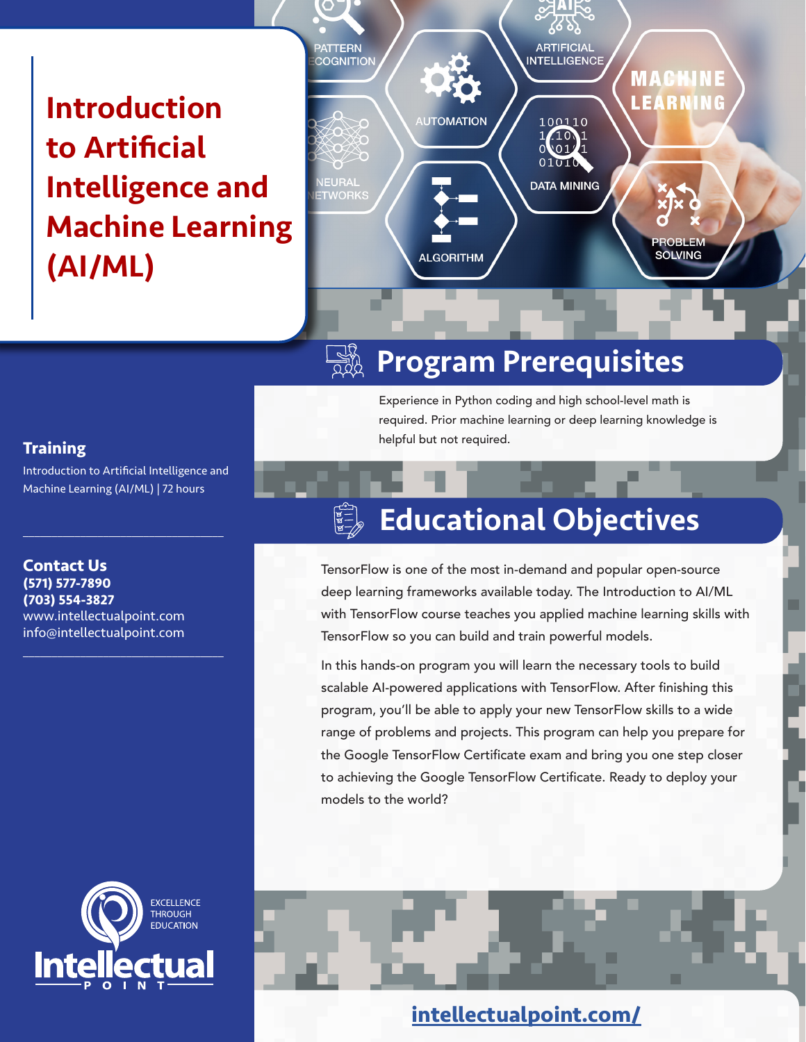# Introduction to Artificial Intelligence and Machine Learning (AI/ML)

**Training**

Introduction to Artificial Intelligence and Machine Learning (AI/ML) | 72 hours

**Contact Us**

**(571) 577-7890**
**(703) 554-3827**
www.intellectualpoint.com
info@intellectualpoint.com

## Program Prerequisites

Experience in Python coding and high school-level math is required. Prior machine learning or deep learning knowledge is helpful but not required.

## Educational Objectives

TensorFlow is one of the most in-demand and popular open-source deep learning frameworks available today. The Introduction to AI/ML with TensorFlow course teaches you applied machine learning skills with TensorFlow so you can build and train powerful models.

In this hands-on program you will learn the necessary tools to build scalable AI-powered applications with TensorFlow. After finishing this program, you'll be able to apply your new TensorFlow skills to a wide range of problems and projects. This program can help you prepare for the Google TensorFlow Certificate exam and bring you one step closer to achieving the Google TensorFlow Certificate. Ready to deploy your models to the world?

Intellectual Point — Excellence Through Education

[intellectualpoint.com/](intellectualpoint.com/)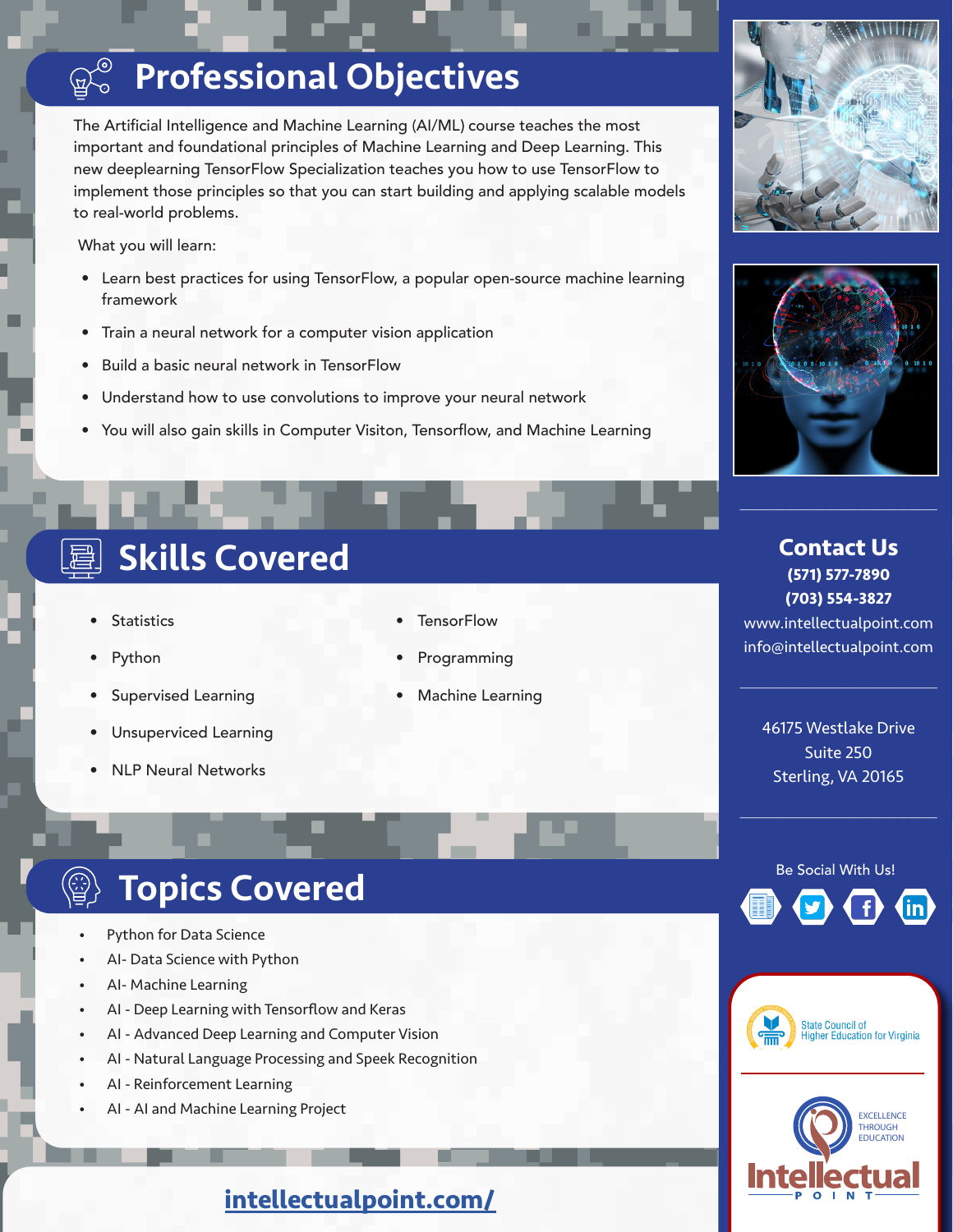## Professional Objectives

The Artificial Intelligence and Machine Learning (AI/ML) course teaches the most important and foundational principles of Machine Learning and Deep Learning. This new deeplearning TensorFlow Specialization teaches you how to use TensorFlow to implement those principles so that you can start building and applying scalable models to real-world problems.

What you will learn:

- Learn best practices for using TensorFlow, a popular open-source machine learning framework
- Train a neural network for a computer vision application
- Build a basic neural network in TensorFlow
- Understand how to use convolutions to improve your neural network
- You will also gain skills in Computer Visiton, Tensorflow, and Machine Learning

## Skills Covered

- Statistics
- Python
- Supervised Learning
- Unsuperviced Learning
- NLP Neural Networks
- TensorFlow
- Programming
- Machine Learning

## Topics Covered

- Python for Data Science
- AI- Data Science with Python
- AI- Machine Learning
- AI - Deep Learning with Tensorflow and Keras
- AI - Advanced Deep Learning and Computer Vision
- AI - Natural Language Processing and Speek Recognition
- AI - Reinforcement Learning
- AI - AI and Machine Learning Project

**intellectualpoint.com/**

## Contact Us

**(571) 577-7890**
**(703) 554-3827**
www.intellectualpoint.com
info@intellectualpoint.com

46175 Westlake Drive
Suite 250
Sterling, VA 20165

Be Social With Us!

State Council of Higher Education for Virginia

EXCELLENCE THROUGH EDUCATION

Intellectual POINT